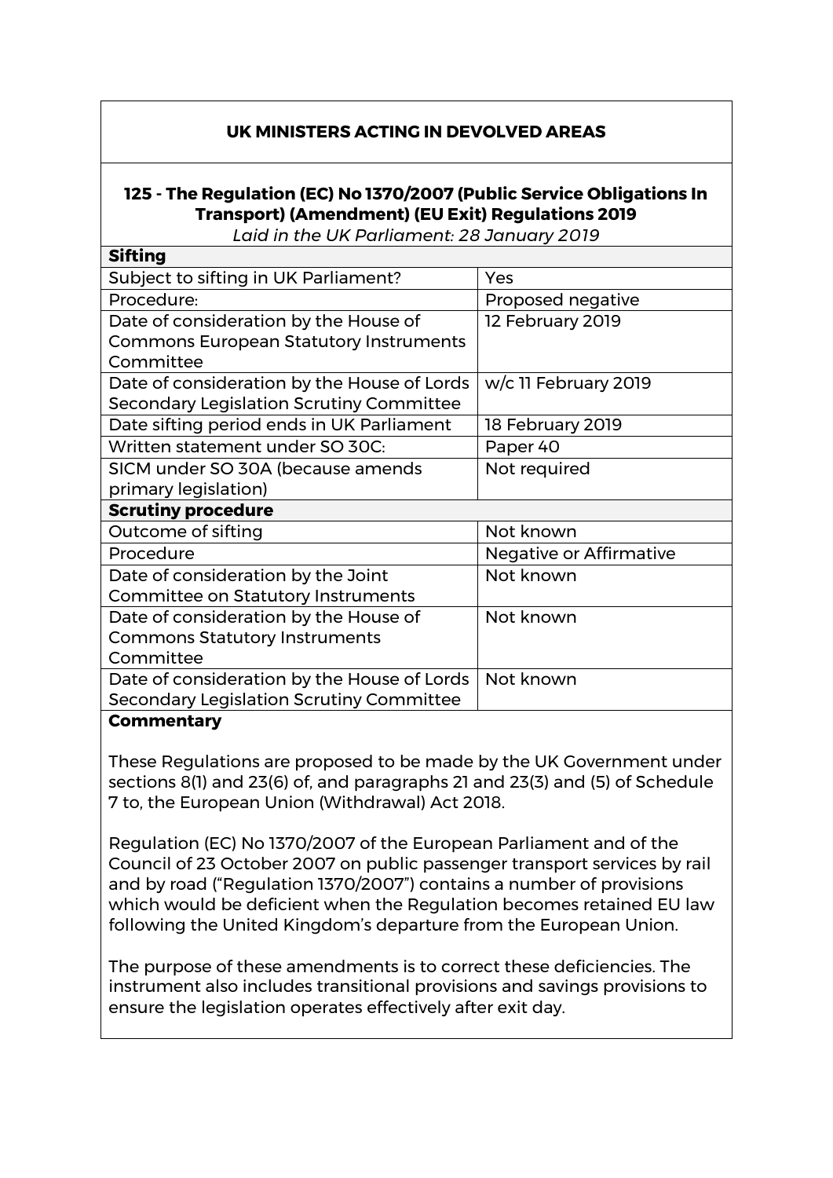## UK MINISTERS ACTING IN DEVOLVED AREAS

### 125 - The Regulation (EC) No 1370/2007 (Public Service Obligations In Transport) (Amendment) (EU Exit) Regulations 2019

*Laid in the UK Parliament: 28 January 2019*

| **Sifting** | |
|---|---|
| Subject to sifting in UK Parliament? | Yes |
| Procedure: | Proposed negative |
| Date of consideration by the House of Commons European Statutory Instruments Committee | 12 February 2019 |
| Date of consideration by the House of Lords Secondary Legislation Scrutiny Committee | w/c 11 February 2019 |
| Date sifting period ends in UK Parliament | 18 February 2019 |
| Written statement under SO 30C: | Paper 40 |
| SICM under SO 30A (because amends primary legislation) | Not required |
| **Scrutiny procedure** | |
| Outcome of sifting | Not known |
| Procedure | Negative or Affirmative |
| Date of consideration by the Joint Committee on Statutory Instruments | Not known |
| Date of consideration by the House of Commons Statutory Instruments Committee | Not known |
| Date of consideration by the House of Lords Secondary Legislation Scrutiny Committee | Not known |

**Commentary**

These Regulations are proposed to be made by the UK Government under sections 8(1) and 23(6) of, and paragraphs 21 and 23(3) and (5) of Schedule 7 to, the European Union (Withdrawal) Act 2018.

Regulation (EC) No 1370/2007 of the European Parliament and of the Council of 23 October 2007 on public passenger transport services by rail and by road ("Regulation 1370/2007") contains a number of provisions which would be deficient when the Regulation becomes retained EU law following the United Kingdom's departure from the European Union.

The purpose of these amendments is to correct these deficiencies. The instrument also includes transitional provisions and savings provisions to ensure the legislation operates effectively after exit day.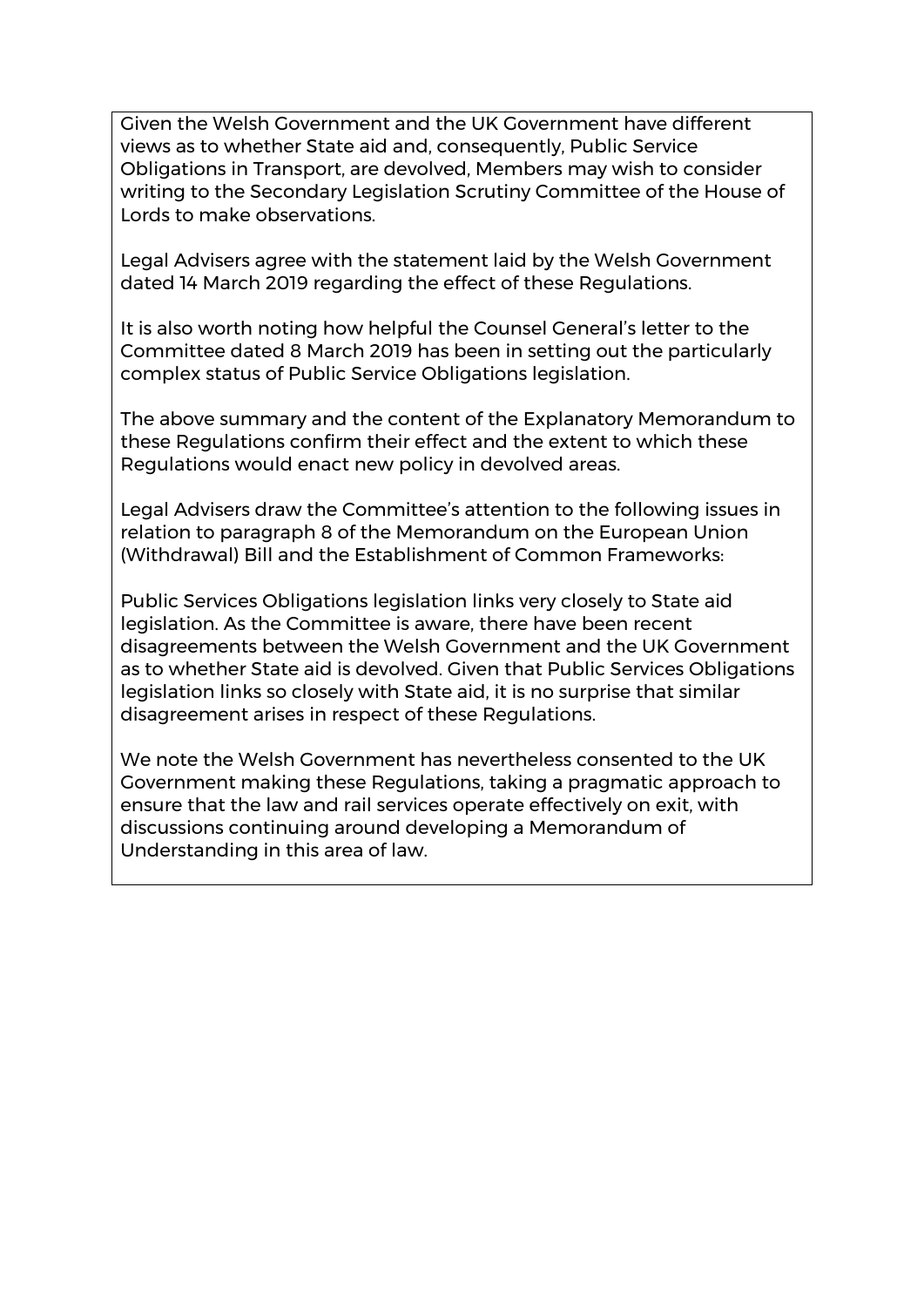Given the Welsh Government and the UK Government have different views as to whether State aid and, consequently, Public Service Obligations in Transport, are devolved, Members may wish to consider writing to the Secondary Legislation Scrutiny Committee of the House of Lords to make observations.

Legal Advisers agree with the statement laid by the Welsh Government dated 14 March 2019 regarding the effect of these Regulations.

It is also worth noting how helpful the Counsel General's letter to the Committee dated 8 March 2019 has been in setting out the particularly complex status of Public Service Obligations legislation.

The above summary and the content of the Explanatory Memorandum to these Regulations confirm their effect and the extent to which these Regulations would enact new policy in devolved areas.

Legal Advisers draw the Committee's attention to the following issues in relation to paragraph 8 of the Memorandum on the European Union (Withdrawal) Bill and the Establishment of Common Frameworks:

Public Services Obligations legislation links very closely to State aid legislation. As the Committee is aware, there have been recent disagreements between the Welsh Government and the UK Government as to whether State aid is devolved. Given that Public Services Obligations legislation links so closely with State aid, it is no surprise that similar disagreement arises in respect of these Regulations.

We note the Welsh Government has nevertheless consented to the UK Government making these Regulations, taking a pragmatic approach to ensure that the law and rail services operate effectively on exit, with discussions continuing around developing a Memorandum of Understanding in this area of law.